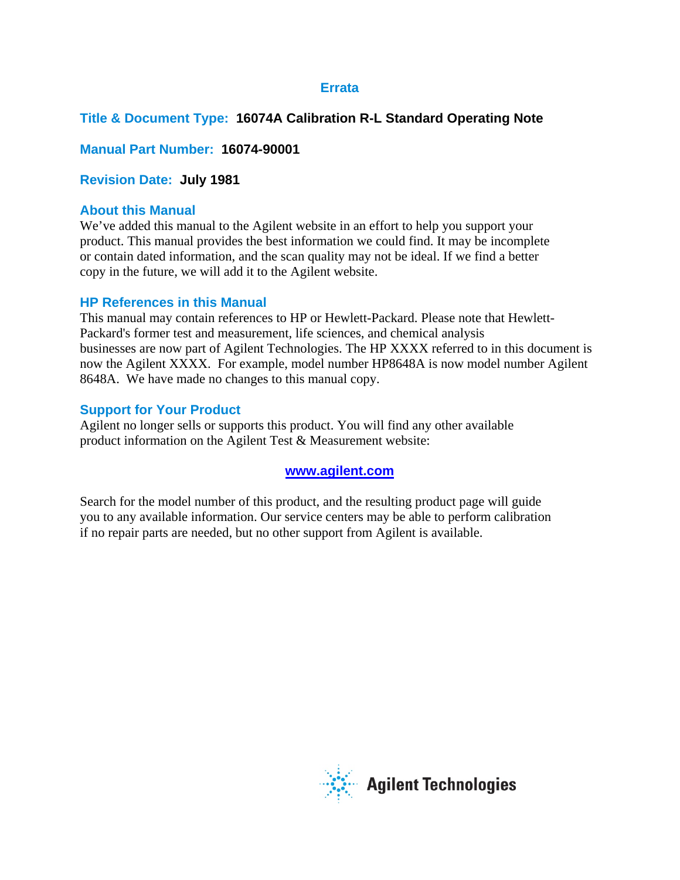# Errata

**Title & Document Type: 16074A Calibration R-L Standard Operating Note**

**Manual Part Number: 16074-90001**

**Revision Date: July 1981**

## About this Manual

We've added this manual to the Agilent website in an effort to help you support your product. This manual provides the best information we could find. It may be incomplete or contain dated information, and the scan quality may not be ideal. If we find a better copy in the future, we will add it to the Agilent website.

## HP References in this Manual

This manual may contain references to HP or Hewlett-Packard. Please note that Hewlett-Packard's former test and measurement, life sciences, and chemical analysis businesses are now part of Agilent Technologies. The HP XXXX referred to in this document is now the Agilent XXXX. For example, model number HP8648A is now model number Agilent 8648A. We have made no changes to this manual copy.

## Support for Your Product

Agilent no longer sells or supports this product. You will find any other available product information on the Agilent Test & Measurement website:

**www.agilent.com**

Search for the model number of this product, and the resulting product page will guide you to any available information. Our service centers may be able to perform calibration if no repair parts are needed, but no other support from Agilent is available.

Agilent Technologies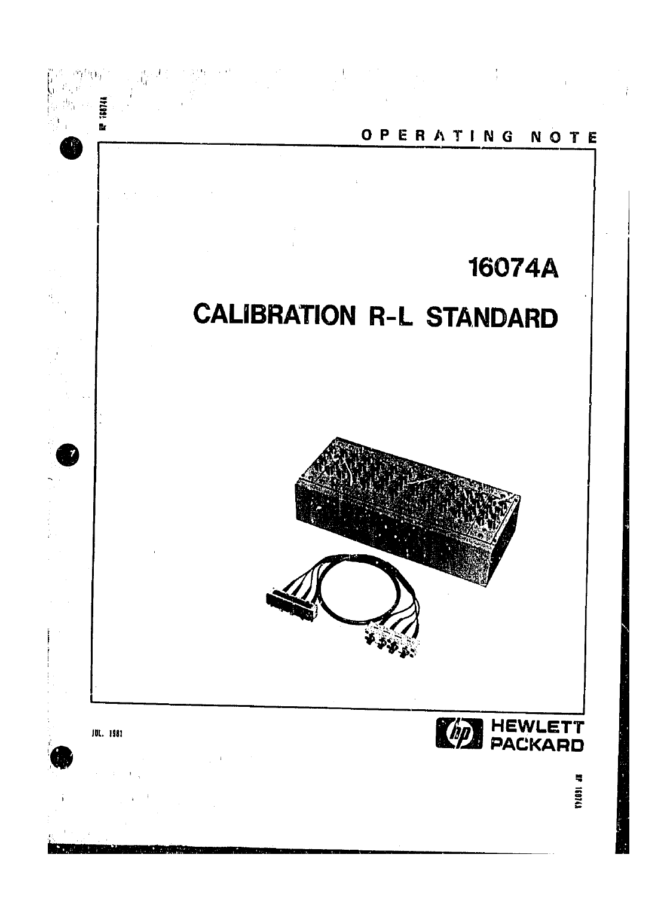OPERATING NOTE

# 16074A

# CALIBRATION R-L STANDARD

JUL. 1981

HEWLETT PACKARD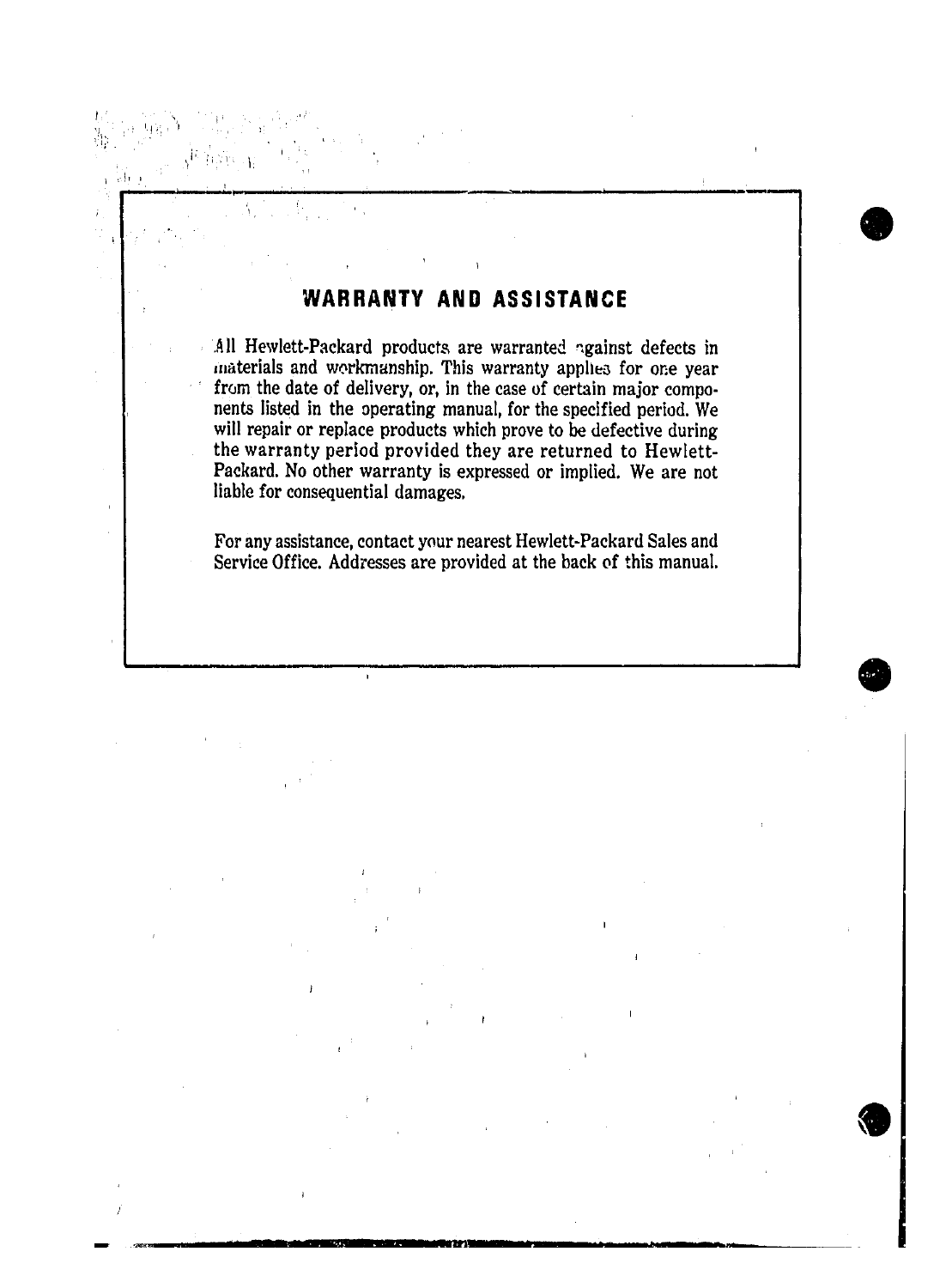## WARRANTY AND ASSISTANCE

All Hewlett-Packard products are warranted against defects in materials and workmanship. This warranty applies for one year from the date of delivery, or, in the case of certain major components listed in the operating manual, for the specified period. We will repair or replace products which prove to be defective during the warranty period provided they are returned to Hewlett-Packard. No other warranty is expressed or implied. We are not liable for consequential damages.

For any assistance, contact your nearest Hewlett-Packard Sales and Service Office. Addresses are provided at the back of this manual.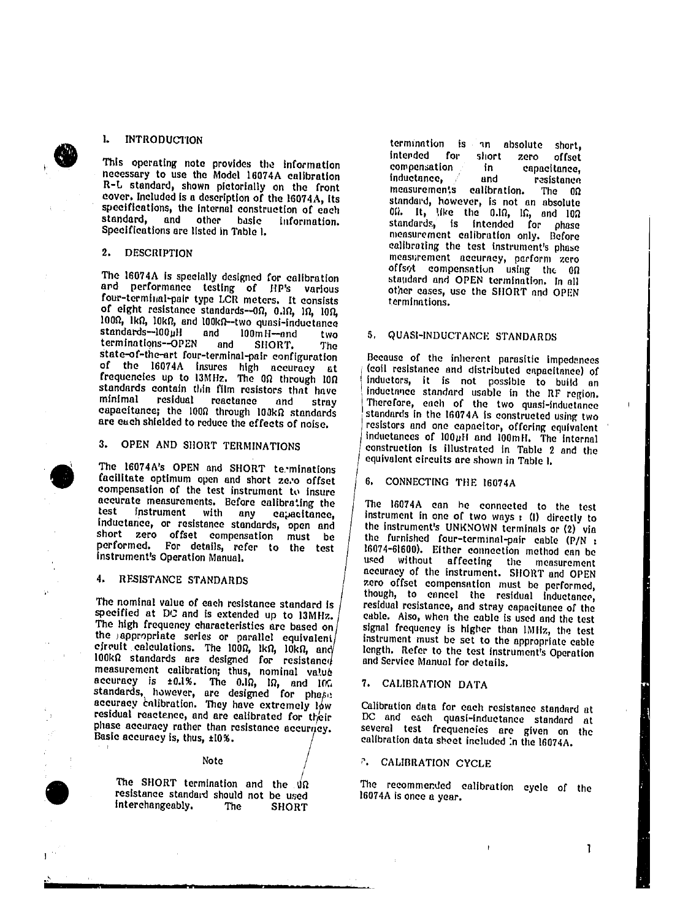## 1. INTRODUCTION

This operating note provides the information necessary to use the Model 16074A calibration R-L standard, shown pictorially on the front cover. Included is a description of the 16074A, its specifications, the internal construction of each standard, and other basic information. Specifications are listed in Table 1.

## 2. DESCRIPTION

The 16074A is specially designed for calibration and performance testing of HP's various four-terminal-pair type LCR meters. It consists of eight resistance standards--0Ω, 0.1Ω, 1Ω, 10Ω, 100Ω, 1kΩ, 10kΩ, and 100kΩ--two quasi-inductance standards--100μH and 100mH--and two terminations--OPEN and SHORT. The state-of-the-art four-terminal-pair configuration of the 16074A insures high accuracy at frequencies up to 13MHz. The 0Ω through 10Ω standards contain thin film resistors that have minimal residual reactance and stray capacitance; the 100Ω through 100kΩ standards are each shielded to reduce the effects of noise.

## 3. OPEN AND SHORT TERMINATIONS

The 16074A's OPEN and SHORT terminations facilitate optimum open and short zero offset compensation of the test instrument to insure accurate measurements. Before calibrating the test instrument with any capacitance, inductance, or resistance standards, open and short zero offset compensation must be performed. For details, refer to the test instrument's Operation Manual.

## 4. RESISTANCE STANDARDS

The nominal value of each resistance standard is specified at DC and is extended up to 13MHz. The high frequency characteristics are based on the appropriate series or parallel equivalent circuit calculations. The 100Ω, 1kΩ, 10kΩ, and 100kΩ standards are designed for resistance measurement calibration; thus, nominal value accuracy is ±0.1%. The 0.1Ω, 1Ω, and 10Ω standards, however, are designed for phase accuracy calibration. They have extremely low residual reactance, and are calibrated for their phase accuracy rather than resistance accuracy. Basic accuracy is, thus, ±10%.

Note

The SHORT termination and the 0Ω resistance standard should not be used interchangeably. The SHORT termination is an absolute short, intended for short zero offset compensation in capacitance, inductance, and resistance measurements calibration. The 0Ω standard, however, is not an absolute 0Ω. It, like the 0.1Ω, 1Ω, and 10Ω standards, is intended for phase measurement calibration only. Before calibrating the test instrument's phase measurement accuracy, perform zero offset compensation using the 0Ω standard and OPEN termination. In all other cases, use the SHORT and OPEN terminations.

## 5. QUASI-INDUCTANCE STANDARDS

Because of the inherent parasitic impedances (coil resistance and distributed capacitance) of inductors, it is not possible to build an inductance standard usable in the RF region. Therefore, each of the two quasi-inductance standards in the 16074A is constructed using two resistors and one capacitor, offering equivalent inductances of 100μH and 100mH. The internal construction is illustrated in Table 2 and the equivalent circuits are shown in Table 1.

## 6. CONNECTING THE 16074A

The 16074A can be connected to the test instrument in one of two ways : (1) directly to the instrument's UNKNOWN terminals or (2) via the furnished four-terminal-pair cable (P/N : 16074-61600). Either connection method can be used without affecting the measurement accuracy of the instrument. SHORT and OPEN zero offset compensation must be performed, though, to cancel the residual inductance, residual resistance, and stray capacitance of the cable. Also, when the cable is used and the test signal frequency is higher than 1MHz, the test instrument must be set to the appropriate cable length. Refer to the test instrument's Operation and Service Manual for details.

## 7. CALIBRATION DATA

Calibration data for each resistance standard at DC and each quasi-inductance standard at several test frequencies are given on the calibration data sheet included in the 16074A.

## 8. CALIBRATION CYCLE

The recommended calibration cycle of the 16074A is once a year.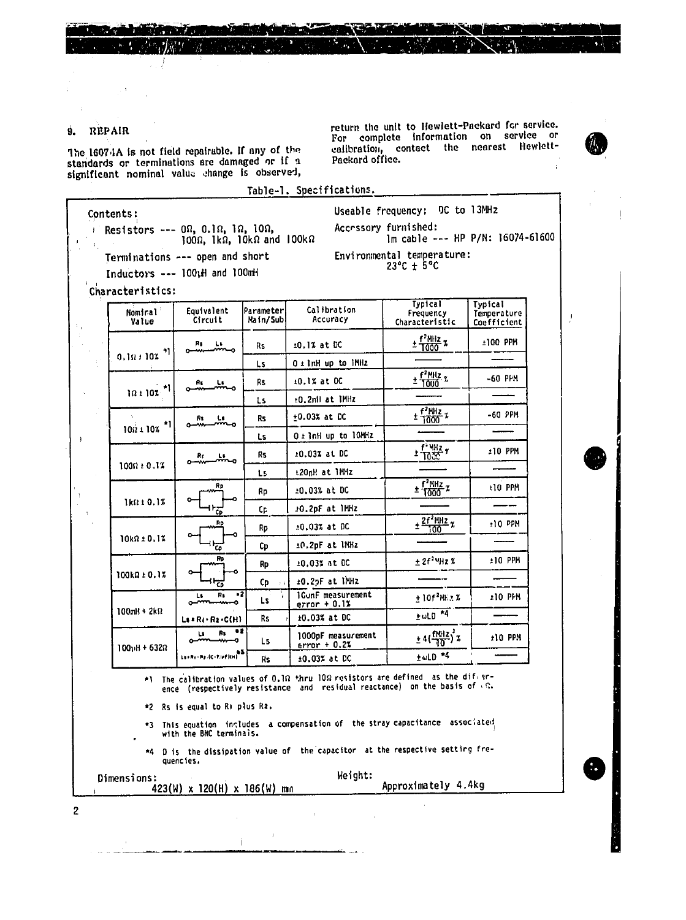## 9. REPAIR

The 16074A is not field repairable. If any of the standards or terminations are damaged or if a significant nominal value change is observed, return the unit to Hewlett-Packard for service. For complete information on service or calibration, contact the nearest Hewlett-Packard office.

Table-1. Specifications.

**Contents:**

- Resistors --- 0Ω, 0.1Ω, 1Ω, 10Ω, 100Ω, 1kΩ, 10kΩ and 100kΩ
- Terminations --- open and short
- Inductors --- 100μH and 100mH

**Useable frequency:** DC to 13MHz

**Accessory furnished:** 1m cable --- HP P/N: 16074-61600

**Environmental temperature:** 23°C ± 5°C

**Characteristics:**

| Nominal Value | Equivalent Circuit | Parameter Main/Sub | Calibration Accuracy | Typical Frequency Characteristic | Typical Temperature Coefficient |
|---|---|---|---|---|---|
| 0.1Ω ± 10% *1 | Rs Ls (series) | Rs | ±0.1% at DC | $\pm\frac{f^2 MHz}{1000}$% | ±100 PPM |
| | | Ls | 0 ± 1nH up to 1MHz | — | — |
| 1Ω ± 10% *1 | Rs Ls (series) | Rs | ±0.1% at DC | $\pm\frac{f^2 MHz}{1000}$% | -60 PPM |
| | | Ls | ±0.2nH at 1MHz | — | — |
| 10Ω ± 10% *1 | Rs Ls (series) | Rs | ±0.03% at DC | $\pm\frac{f^2 MHz}{1000}$% | -60 PPM |
| | | Ls | 0 ± 1nH up to 10MHz | — | — |
| 100Ω ± 0.1% | Rs Ls (series) | Rs | ±0.03% at DC | $\pm\frac{f^2 MHz}{1000}$% | ±10 PPM |
| | | Ls | ±20nH at 1MHz | — | — |
| 1kΩ ± 0.1% | Rp ∥ Cp | Rp | ±0.03% at DC | $\pm\frac{f^2 MHz}{1000}$% | ±10 PPM |
| | | Cp | ±0.2pF at 1MHz | — | — |
| 10kΩ ± 0.1% | Rp ∥ Cp | Rp | ±0.03% at DC | $\pm\frac{2f^2 MHz}{100}$% | ±10 PPM |
| | | Cp | ±0.2pF at 1MHz | — | — |
| 100kΩ ± 0.1% | Rp ∥ Cp | Rp | ±0.03% at DC | $\pm 2f^2 MHz$% | ±10 PPM |
| | | Cp | ±0.2pF at 1MHz | — | — |
| 100mH + 2kΩ | Ls Rs *2; $Ls = R_1 \cdot R_2 \cdot C(H)$ | Ls | 1GunF measurement error + 0.1% | $\pm 10f^2 MHz$% | ±10 PPM |
| | | Rs | ±0.03% at DC | ±ωLD *4 | — |
| 100μH + 632Ω | Ls Rs *2; $Ls = R_1 \cdot R_2 (C \cdot F) (\mu H)$ *3 | Ls | 1000pF measurement error + 0.2% | $\pm 4(\frac{f MHz}{10})^2$% | ±10 PPM |
| | | Rs | ±0.03% at DC | ±ωLD *4 | — |

*1 The calibration values of 0.1Ω thru 10Ω resistors are defined as the difference (respectively resistance and residual reactance) on the basis of 0Ω.

*2 Rs is equal to R1 plus R2.

*3 This equation includes a compensation of the stray capacitance associated with the BNC terminals.

*4 D is the dissipation value of the capacitor at the respective setting frequencies.

**Dimensions:** 423(W) x 120(H) x 186(W) mm

**Weight:** Approximately 4.4kg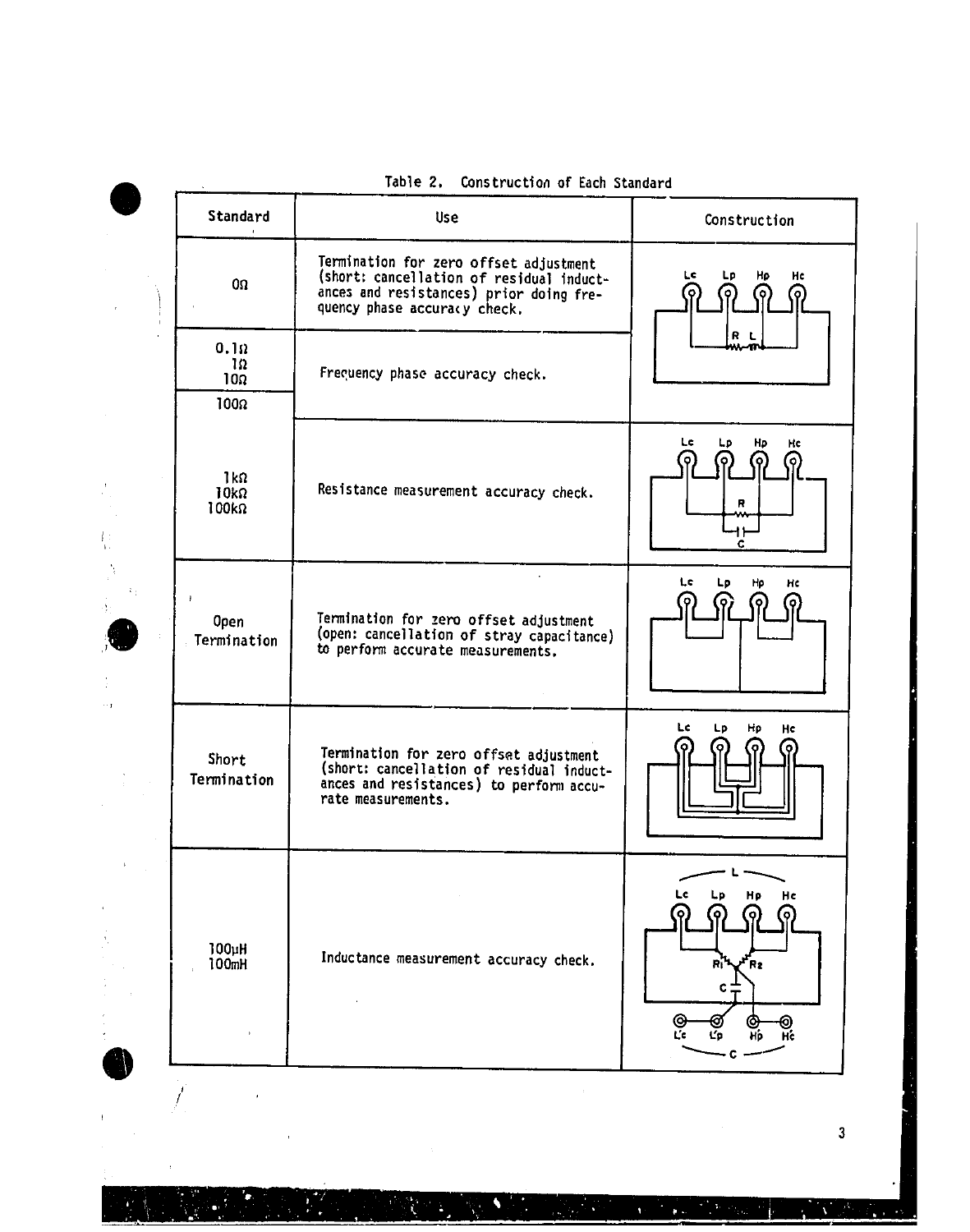Table 2. Construction of Each Standard

| Standard | Use | Construction |
|---|---|---|
| 0Ω | Termination for zero offset adjustment (short: cancellation of residual inductances and resistances) prior doing frequency phase accuracy check. | Lc Lp Hp Hc — R L |
| 0.1Ω<br>1Ω<br>10Ω | Frequency phase accuracy check. | |
| 100Ω | | |
| 1kΩ<br>10kΩ<br>100kΩ | Resistance measurement accuracy check. | Lc Lp Hp Hc — R, C |
| Open Termination | Termination for zero offset adjustment (open: cancellation of stray capacitance) to perform accurate measurements. | Lc Lp Hp Hc |
| Short Termination | Termination for zero offset adjustment (short: cancellation of residual inductances and resistances) to perform accurate measurements. | Lc Lp Hp Hc |
| 100μH<br>100mH | Inductance measurement accuracy check. | L — Lc Lp Hp Hc — R1 R2 C — L'c L'p H'p H'c — C |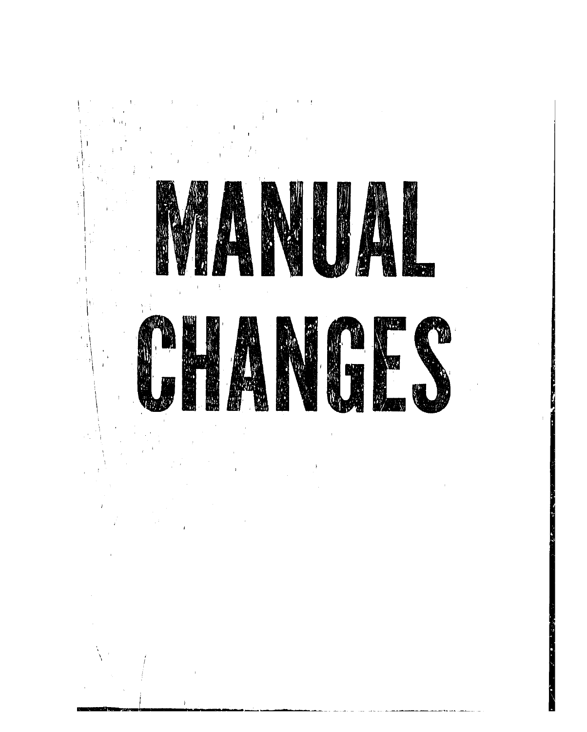# MANUAL CHANGES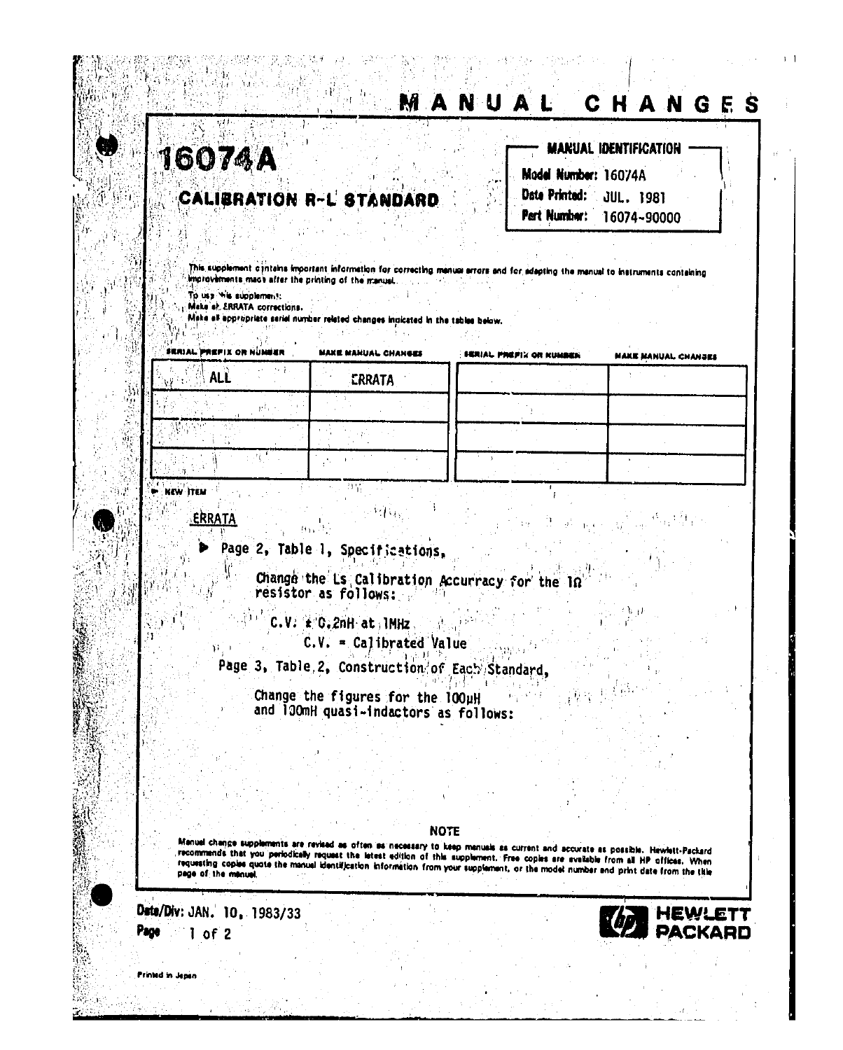# MANUAL CHANGES

## 16074A

### CALIBRATION R-L STANDARD

**MANUAL IDENTIFICATION**

**Model Number:** 16074A
**Date Printed:** JUL. 1981
**Part Number:** 16074-90000

This supplement contains important information for correcting manual errors and for adapting the manual to instruments containing improvements made after the printing of the manual.

To use this supplement:
Make all ERRATA corrections.
Make all appropriate serial number related changes indicated in the tables below.

| SERIAL PREFIX OR NUMBER | MAKE MANUAL CHANGES | SERIAL PREFIX OR NUMBER | MAKE MANUAL CHANGES |
|---|---|---|---|
| ALL | ERRATA | | |
| | | | |
| | | | |
| | | | |

► NEW ITEM

ERRATA

► Page 2, Table 1, Specifications,

Change the Ls Calibration Accurracy for the 1Ω resistor as follows:

C.V. ± 0.2nH at 1MHz
C.V. = Calibrated Value

Page 3, Table 2, Construction of Each Standard,

Change the figures for the 100μH and 100mH quasi-indactors as follows:

**NOTE**

Manual change supplements are revised as often as necessary to keep manuals as current and accurate as possible. Hewlett-Packard recommends that you periodically request the latest edition of this supplement. Free copies are available from all HP offices. When requesting copies quote the manual identification information from your supplement, or the model number and print date from the title page of the manual.

**Date/Div:** JAN. 10, 1983/33

HEWLETT PACKARD

Printed in Japan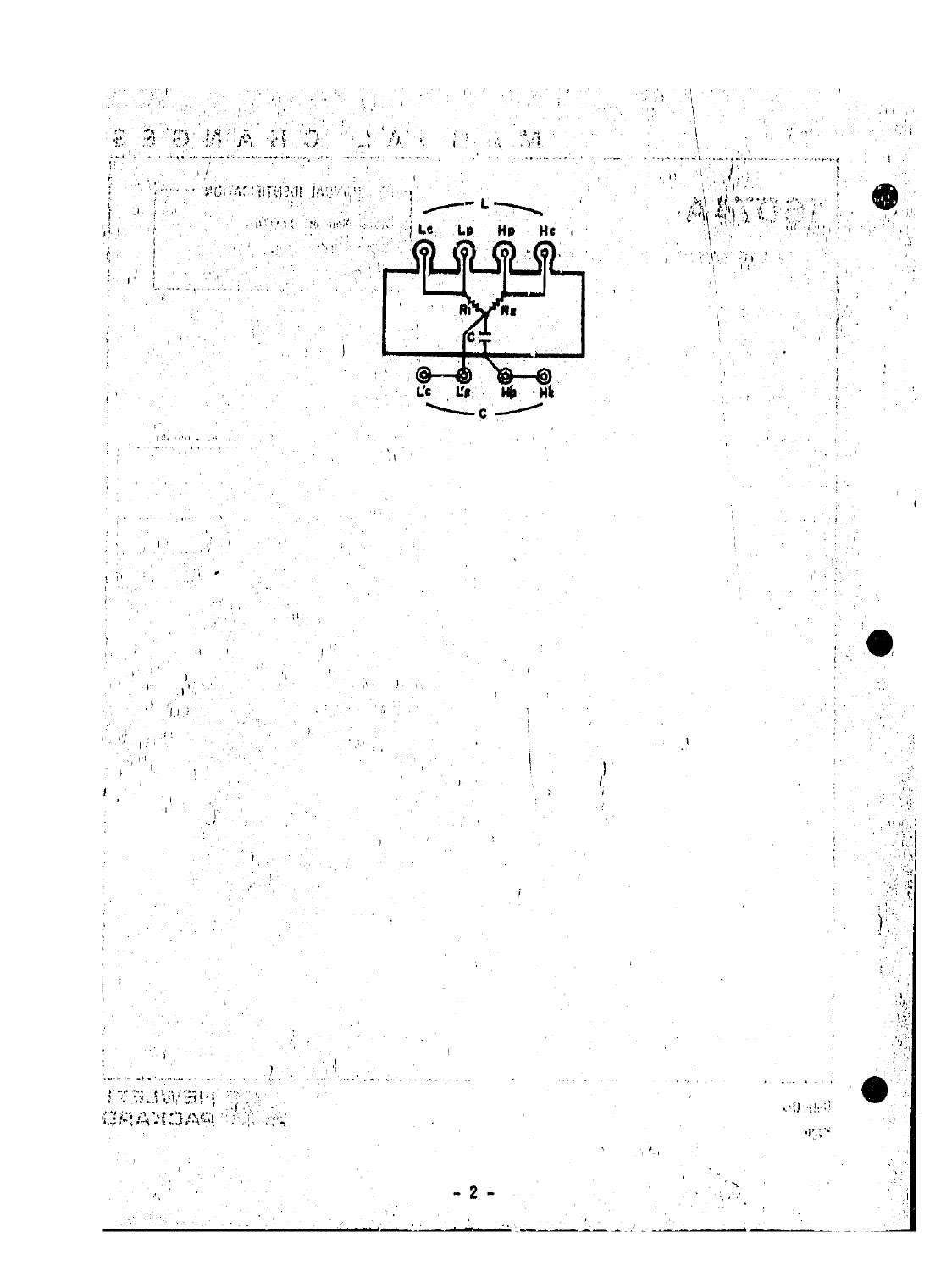L

Lc Lp Hp Hc

R1 R2

C

L'c L'p H'p H'c

C